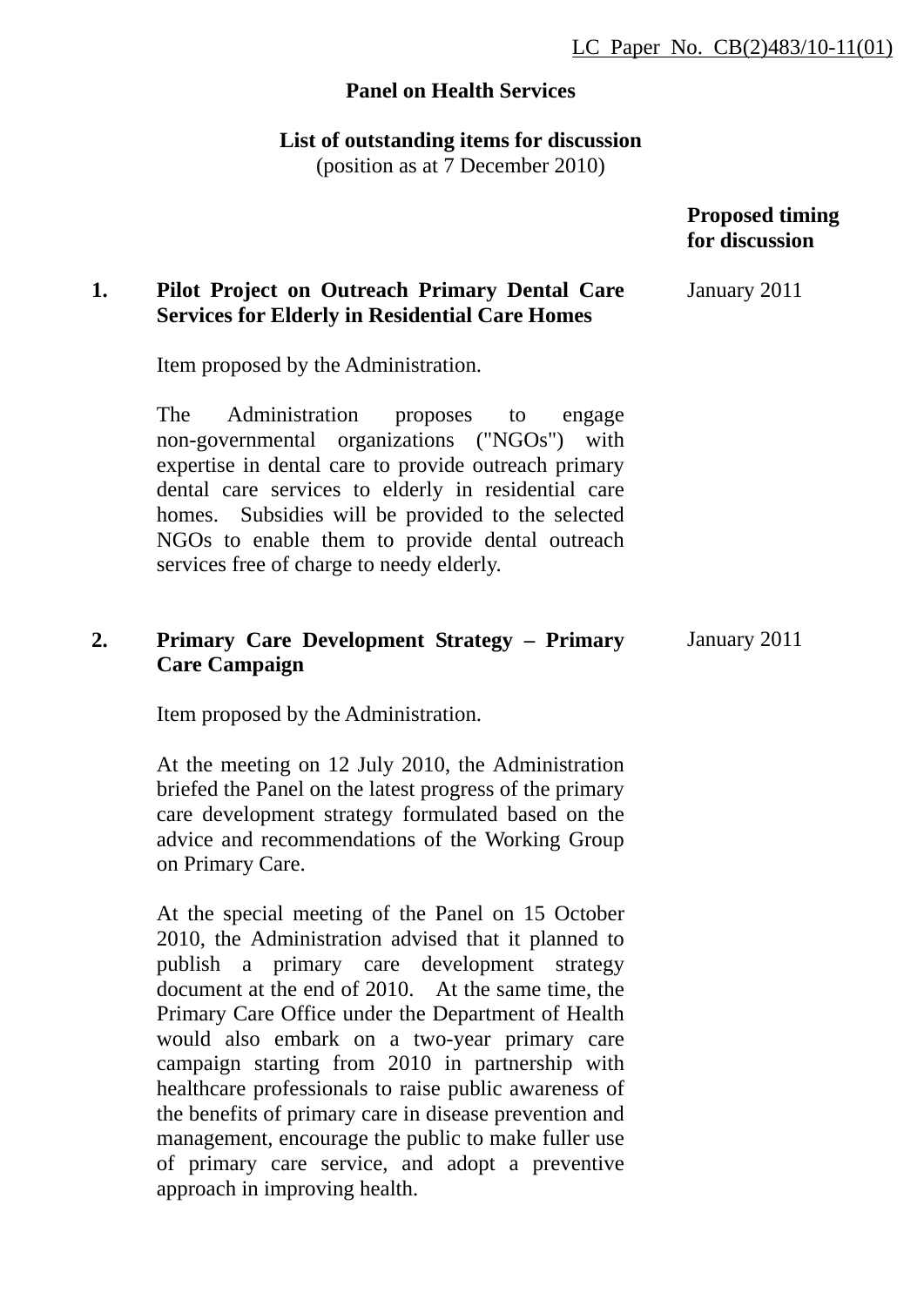LC Paper No. CB(2)483/10-11(01)

**Panel on Health Services**

**List of outstanding items for discussion**
(position as at 7 December 2010)

| | | Proposed timing for discussion |
|---|---|---|
| **1.** | **Pilot Project on Outreach Primary Dental Care Services for Elderly in Residential Care Homes**<br><br>Item proposed by the Administration.<br><br>The Administration proposes to engage non-governmental organizations ("NGOs") with expertise in dental care to provide outreach primary dental care services to elderly in residential care homes. Subsidies will be provided to the selected NGOs to enable them to provide dental outreach services free of charge to needy elderly. | January 2011 |
| **2.** | **Primary Care Development Strategy – Primary Care Campaign**<br><br>Item proposed by the Administration.<br><br>At the meeting on 12 July 2010, the Administration briefed the Panel on the latest progress of the primary care development strategy formulated based on the advice and recommendations of the Working Group on Primary Care.<br><br>At the special meeting of the Panel on 15 October 2010, the Administration advised that it planned to publish a primary care development strategy document at the end of 2010. At the same time, the Primary Care Office under the Department of Health would also embark on a two-year primary care campaign starting from 2010 in partnership with healthcare professionals to raise public awareness of the benefits of primary care in disease prevention and management, encourage the public to make fuller use of primary care service, and adopt a preventive approach in improving health. | January 2011 |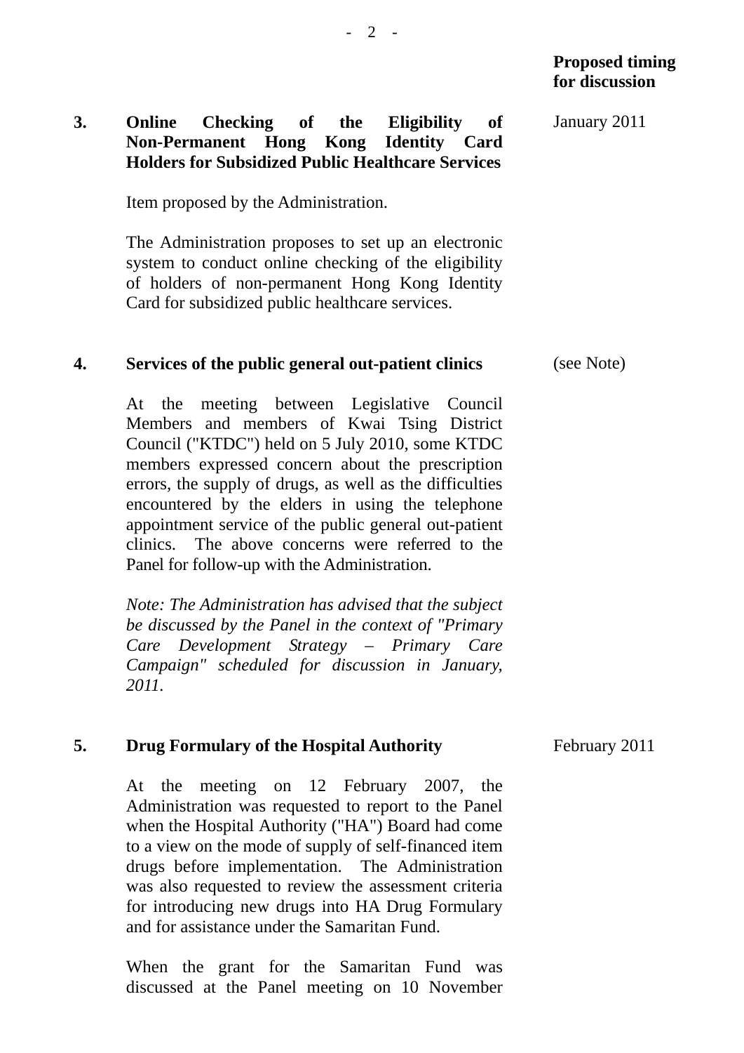**Proposed timing for discussion**

**3. Online Checking of the Eligibility of Non-Permanent Hong Kong Identity Card Holders for Subsidized Public Healthcare Services** — January 2011

Item proposed by the Administration.

The Administration proposes to set up an electronic system to conduct online checking of the eligibility of holders of non-permanent Hong Kong Identity Card for subsidized public healthcare services.

**4. Services of the public general out-patient clinics** — (see Note)

At the meeting between Legislative Council Members and members of Kwai Tsing District Council ("KTDC") held on 5 July 2010, some KTDC members expressed concern about the prescription errors, the supply of drugs, as well as the difficulties encountered by the elders in using the telephone appointment service of the public general out-patient clinics. The above concerns were referred to the Panel for follow-up with the Administration.

*Note: The Administration has advised that the subject be discussed by the Panel in the context of "Primary Care Development Strategy – Primary Care Campaign" scheduled for discussion in January, 2011.*

**5. Drug Formulary of the Hospital Authority** — February 2011

At the meeting on 12 February 2007, the Administration was requested to report to the Panel when the Hospital Authority ("HA") Board had come to a view on the mode of supply of self-financed item drugs before implementation. The Administration was also requested to review the assessment criteria for introducing new drugs into HA Drug Formulary and for assistance under the Samaritan Fund.

When the grant for the Samaritan Fund was discussed at the Panel meeting on 10 November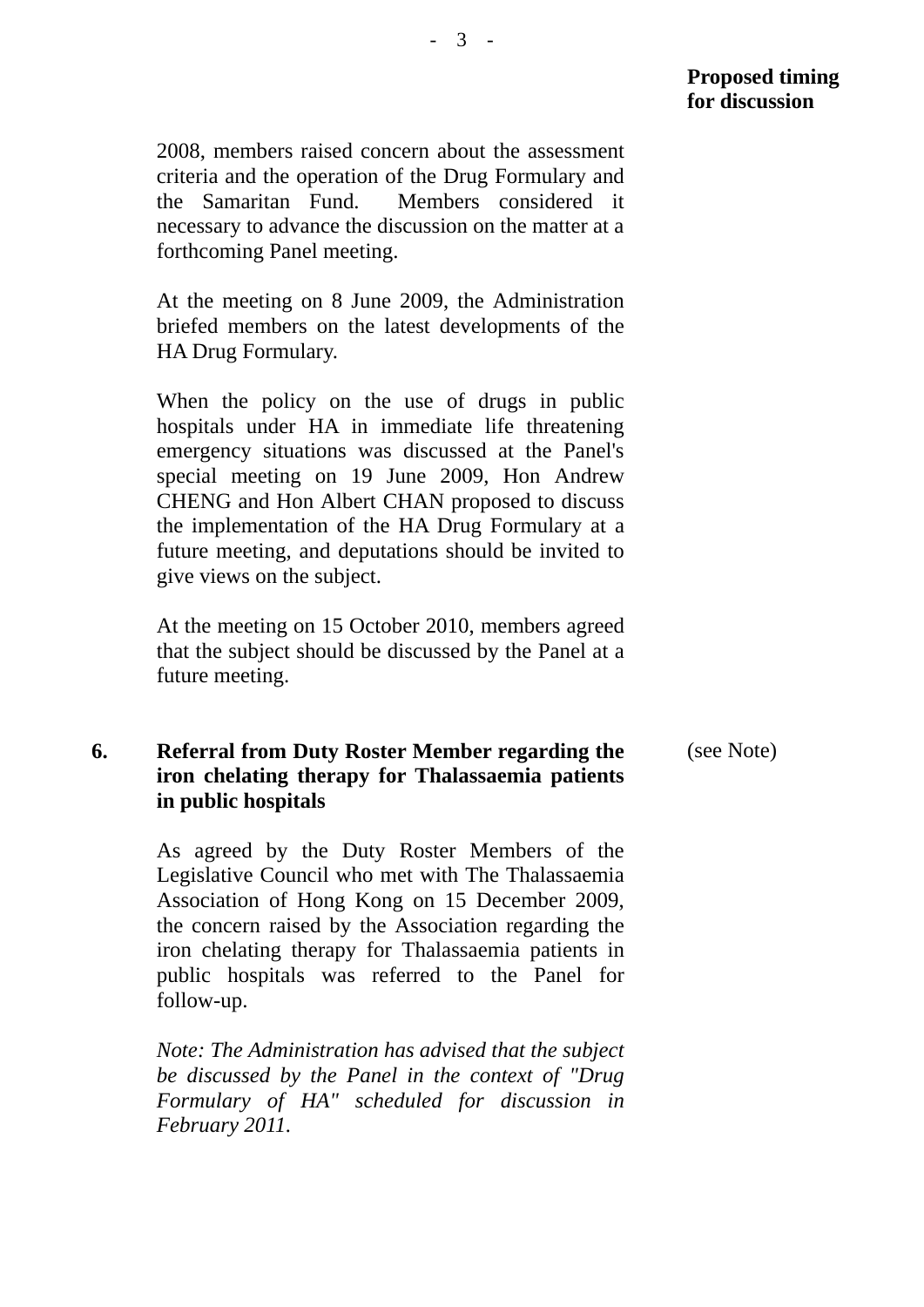**Proposed timing for discussion**

2008, members raised concern about the assessment criteria and the operation of the Drug Formulary and the Samaritan Fund. Members considered it necessary to advance the discussion on the matter at a forthcoming Panel meeting.

At the meeting on 8 June 2009, the Administration briefed members on the latest developments of the HA Drug Formulary.

When the policy on the use of drugs in public hospitals under HA in immediate life threatening emergency situations was discussed at the Panel's special meeting on 19 June 2009, Hon Andrew CHENG and Hon Albert CHAN proposed to discuss the implementation of the HA Drug Formulary at a future meeting, and deputations should be invited to give views on the subject.

At the meeting on 15 October 2010, members agreed that the subject should be discussed by the Panel at a future meeting.

**6. Referral from Duty Roster Member regarding the iron chelating therapy for Thalassaemia patients in public hospitals** (see Note)

As agreed by the Duty Roster Members of the Legislative Council who met with The Thalassaemia Association of Hong Kong on 15 December 2009, the concern raised by the Association regarding the iron chelating therapy for Thalassaemia patients in public hospitals was referred to the Panel for follow-up.

*Note: The Administration has advised that the subject be discussed by the Panel in the context of "Drug Formulary of HA" scheduled for discussion in February 2011.*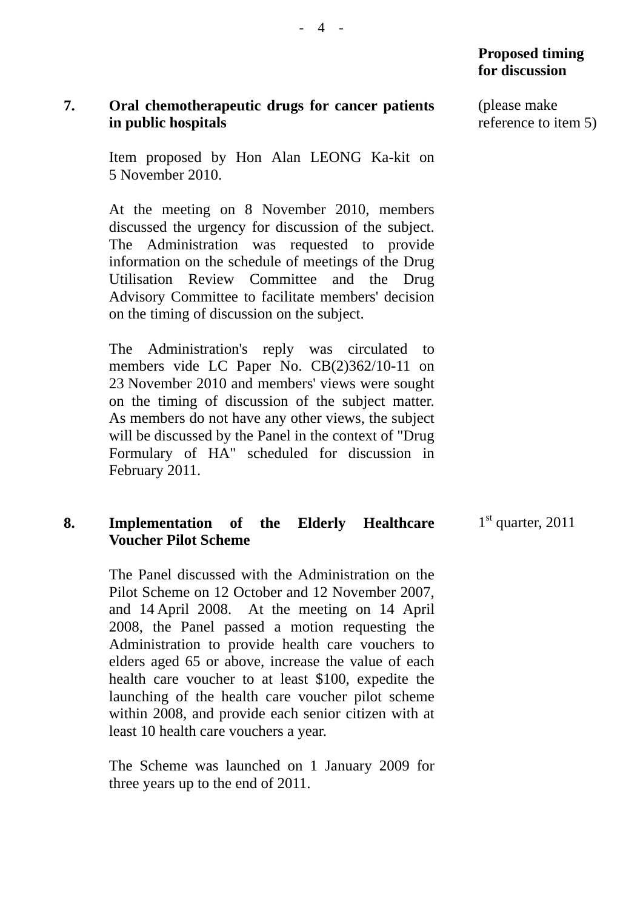**Proposed timing for discussion**

**7. Oral chemotherapeutic drugs for cancer patients in public hospitals**

(please make reference to item 5)

Item proposed by Hon Alan LEONG Ka-kit on 5 November 2010.

At the meeting on 8 November 2010, members discussed the urgency for discussion of the subject. The Administration was requested to provide information on the schedule of meetings of the Drug Utilisation Review Committee and the Drug Advisory Committee to facilitate members' decision on the timing of discussion on the subject.

The Administration's reply was circulated to members vide LC Paper No. CB(2)362/10-11 on 23 November 2010 and members' views were sought on the timing of discussion of the subject matter. As members do not have any other views, the subject will be discussed by the Panel in the context of "Drug Formulary of HA" scheduled for discussion in February 2011.

**8. Implementation of the Elderly Healthcare Voucher Pilot Scheme**

1st quarter, 2011

The Panel discussed with the Administration on the Pilot Scheme on 12 October and 12 November 2007, and 14 April 2008. At the meeting on 14 April 2008, the Panel passed a motion requesting the Administration to provide health care vouchers to elders aged 65 or above, increase the value of each health care voucher to at least $100, expedite the launching of the health care voucher pilot scheme within 2008, and provide each senior citizen with at least 10 health care vouchers a year.

The Scheme was launched on 1 January 2009 for three years up to the end of 2011.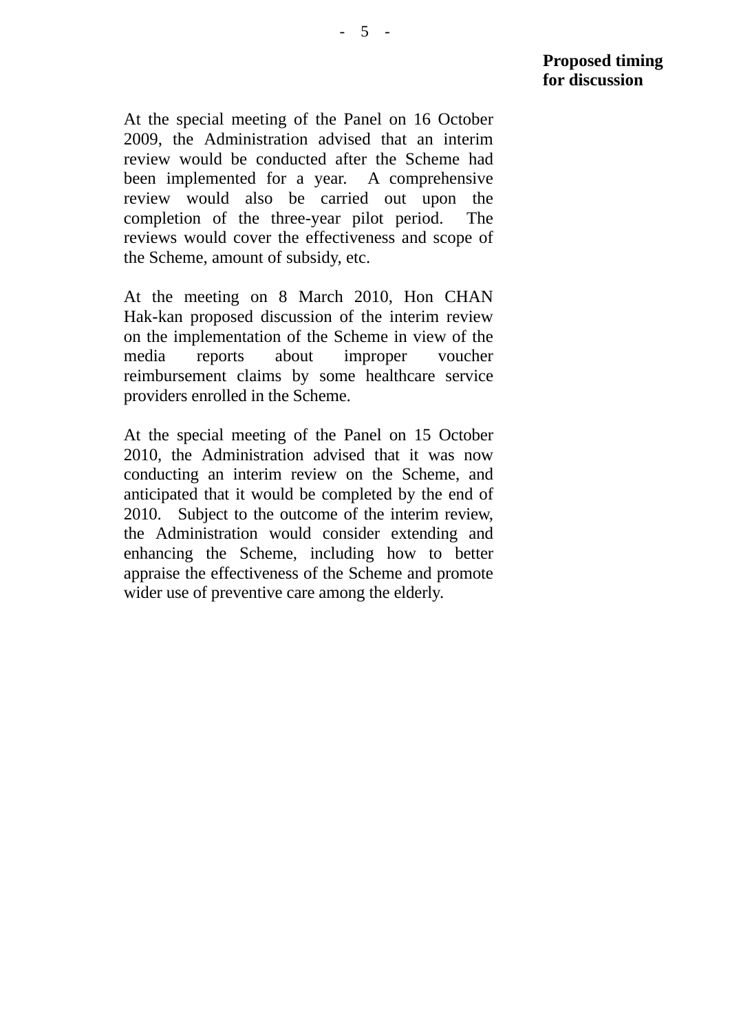**Proposed timing for discussion**

At the special meeting of the Panel on 16 October 2009, the Administration advised that an interim review would be conducted after the Scheme had been implemented for a year. A comprehensive review would also be carried out upon the completion of the three-year pilot period. The reviews would cover the effectiveness and scope of the Scheme, amount of subsidy, etc.

At the meeting on 8 March 2010, Hon CHAN Hak-kan proposed discussion of the interim review on the implementation of the Scheme in view of the media reports about improper voucher reimbursement claims by some healthcare service providers enrolled in the Scheme.

At the special meeting of the Panel on 15 October 2010, the Administration advised that it was now conducting an interim review on the Scheme, and anticipated that it would be completed by the end of 2010. Subject to the outcome of the interim review, the Administration would consider extending and enhancing the Scheme, including how to better appraise the effectiveness of the Scheme and promote wider use of preventive care among the elderly.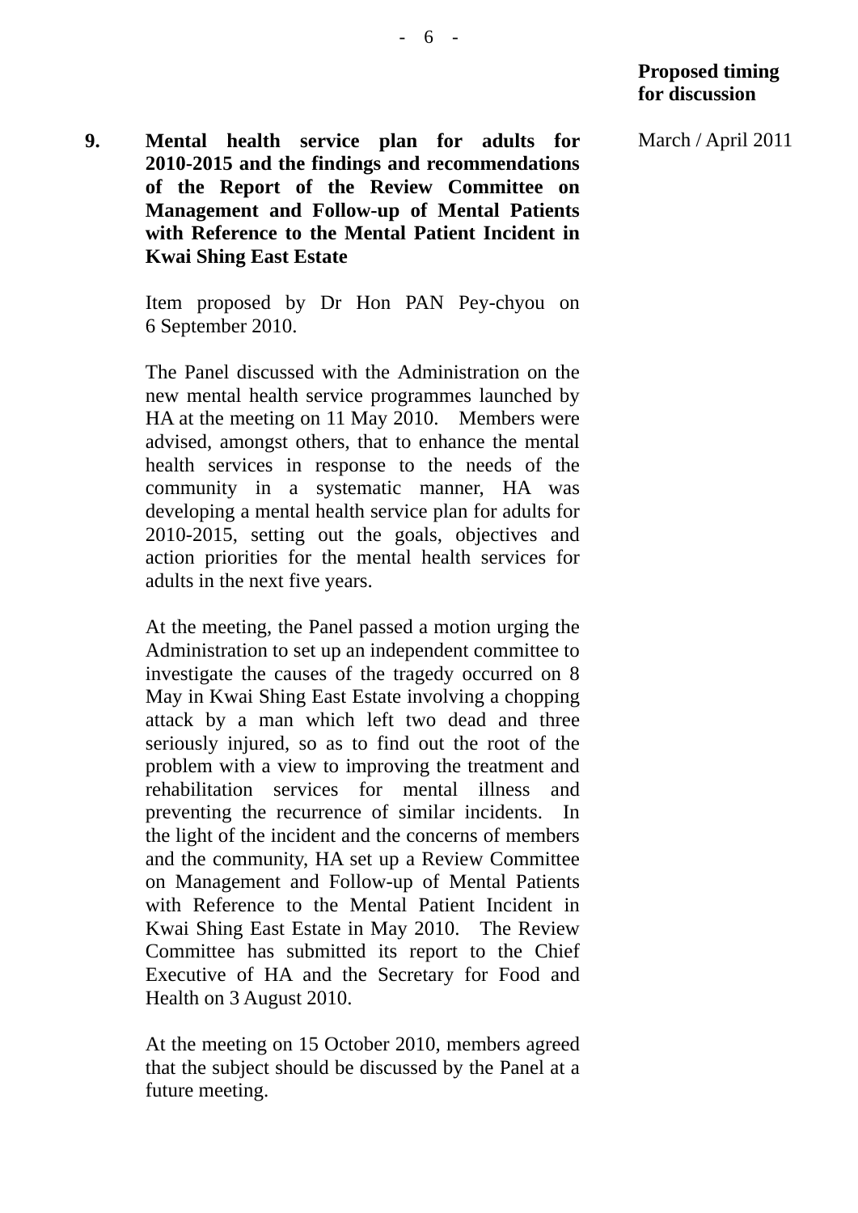**Proposed timing for discussion**

**9. Mental health service plan for adults for 2010-2015 and the findings and recommendations of the Report of the Review Committee on Management and Follow-up of Mental Patients with Reference to the Mental Patient Incident in Kwai Shing East Estate**

March / April 2011

Item proposed by Dr Hon PAN Pey-chyou on 6 September 2010.

The Panel discussed with the Administration on the new mental health service programmes launched by HA at the meeting on 11 May 2010. Members were advised, amongst others, that to enhance the mental health services in response to the needs of the community in a systematic manner, HA was developing a mental health service plan for adults for 2010-2015, setting out the goals, objectives and action priorities for the mental health services for adults in the next five years.

At the meeting, the Panel passed a motion urging the Administration to set up an independent committee to investigate the causes of the tragedy occurred on 8 May in Kwai Shing East Estate involving a chopping attack by a man which left two dead and three seriously injured, so as to find out the root of the problem with a view to improving the treatment and rehabilitation services for mental illness and preventing the recurrence of similar incidents. In the light of the incident and the concerns of members and the community, HA set up a Review Committee on Management and Follow-up of Mental Patients with Reference to the Mental Patient Incident in Kwai Shing East Estate in May 2010. The Review Committee has submitted its report to the Chief Executive of HA and the Secretary for Food and Health on 3 August 2010.

At the meeting on 15 October 2010, members agreed that the subject should be discussed by the Panel at a future meeting.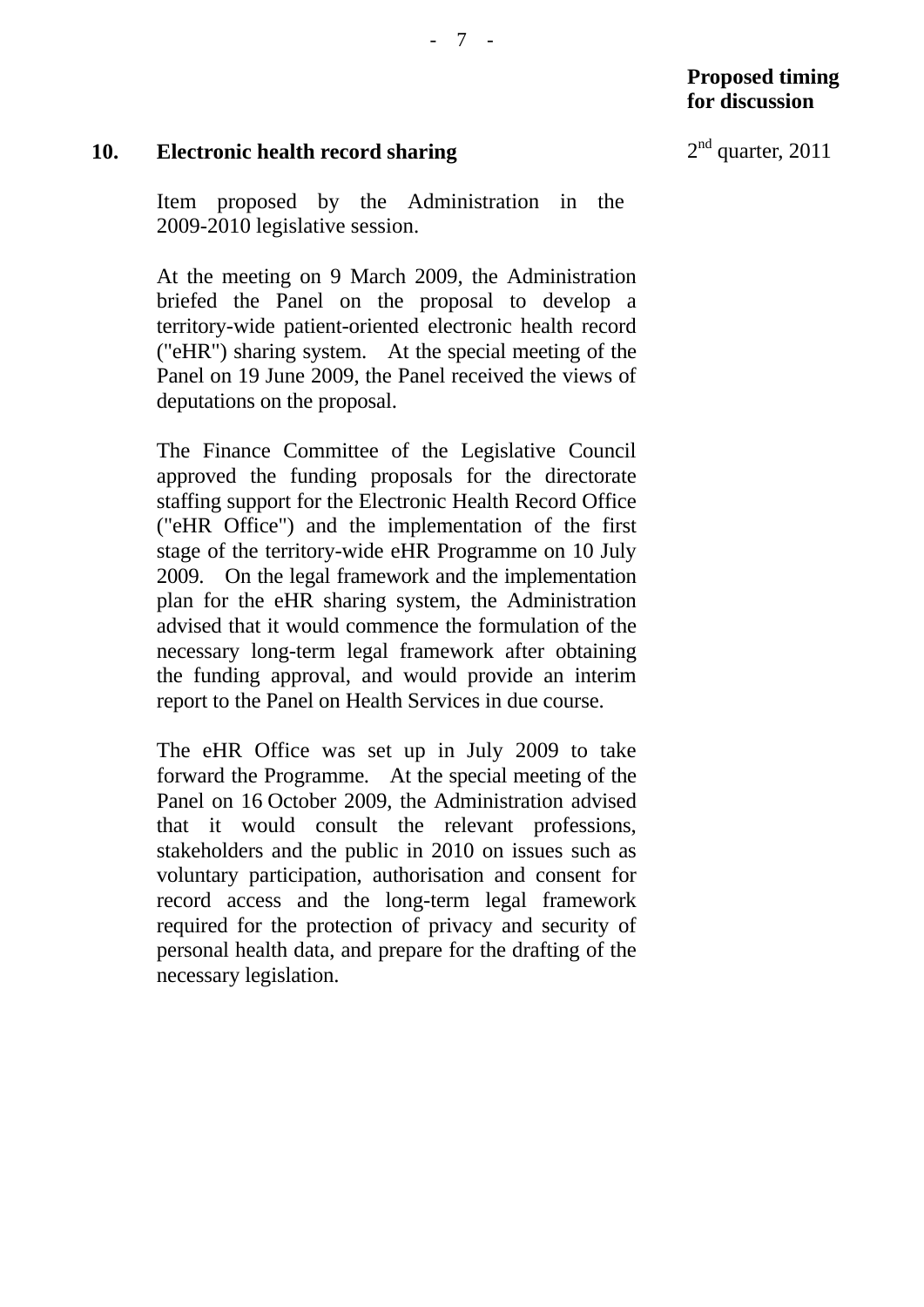**Proposed timing for discussion**

**10. Electronic health record sharing** — 2nd quarter, 2011

Item proposed by the Administration in the 2009-2010 legislative session.

At the meeting on 9 March 2009, the Administration briefed the Panel on the proposal to develop a territory-wide patient-oriented electronic health record ("eHR") sharing system. At the special meeting of the Panel on 19 June 2009, the Panel received the views of deputations on the proposal.

The Finance Committee of the Legislative Council approved the funding proposals for the directorate staffing support for the Electronic Health Record Office ("eHR Office") and the implementation of the first stage of the territory-wide eHR Programme on 10 July 2009. On the legal framework and the implementation plan for the eHR sharing system, the Administration advised that it would commence the formulation of the necessary long-term legal framework after obtaining the funding approval, and would provide an interim report to the Panel on Health Services in due course.

The eHR Office was set up in July 2009 to take forward the Programme. At the special meeting of the Panel on 16 October 2009, the Administration advised that it would consult the relevant professions, stakeholders and the public in 2010 on issues such as voluntary participation, authorisation and consent for record access and the long-term legal framework required for the protection of privacy and security of personal health data, and prepare for the drafting of the necessary legislation.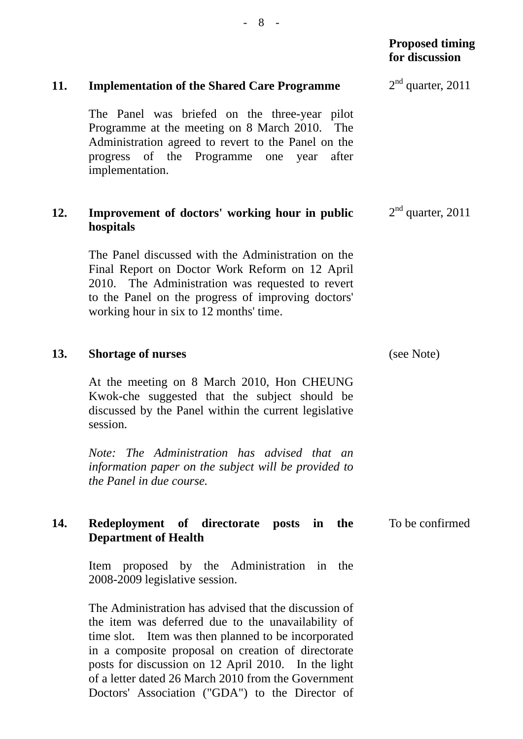**Proposed timing for discussion**

**11. Implementation of the Shared Care Programme** — 2nd quarter, 2011

The Panel was briefed on the three-year pilot Programme at the meeting on 8 March 2010. The Administration agreed to revert to the Panel on the progress of the Programme one year after implementation.

**12. Improvement of doctors' working hour in public hospitals** — 2nd quarter, 2011

The Panel discussed with the Administration on the Final Report on Doctor Work Reform on 12 April 2010. The Administration was requested to revert to the Panel on the progress of improving doctors' working hour in six to 12 months' time.

**13. Shortage of nurses** — (see Note)

At the meeting on 8 March 2010, Hon CHEUNG Kwok-che suggested that the subject should be discussed by the Panel within the current legislative session.

*Note: The Administration has advised that an information paper on the subject will be provided to the Panel in due course.*

**14. Redeployment of directorate posts in the Department of Health** — To be confirmed

Item proposed by the Administration in the 2008-2009 legislative session.

The Administration has advised that the discussion of the item was deferred due to the unavailability of time slot. Item was then planned to be incorporated in a composite proposal on creation of directorate posts for discussion on 12 April 2010. In the light of a letter dated 26 March 2010 from the Government Doctors' Association ("GDA") to the Director of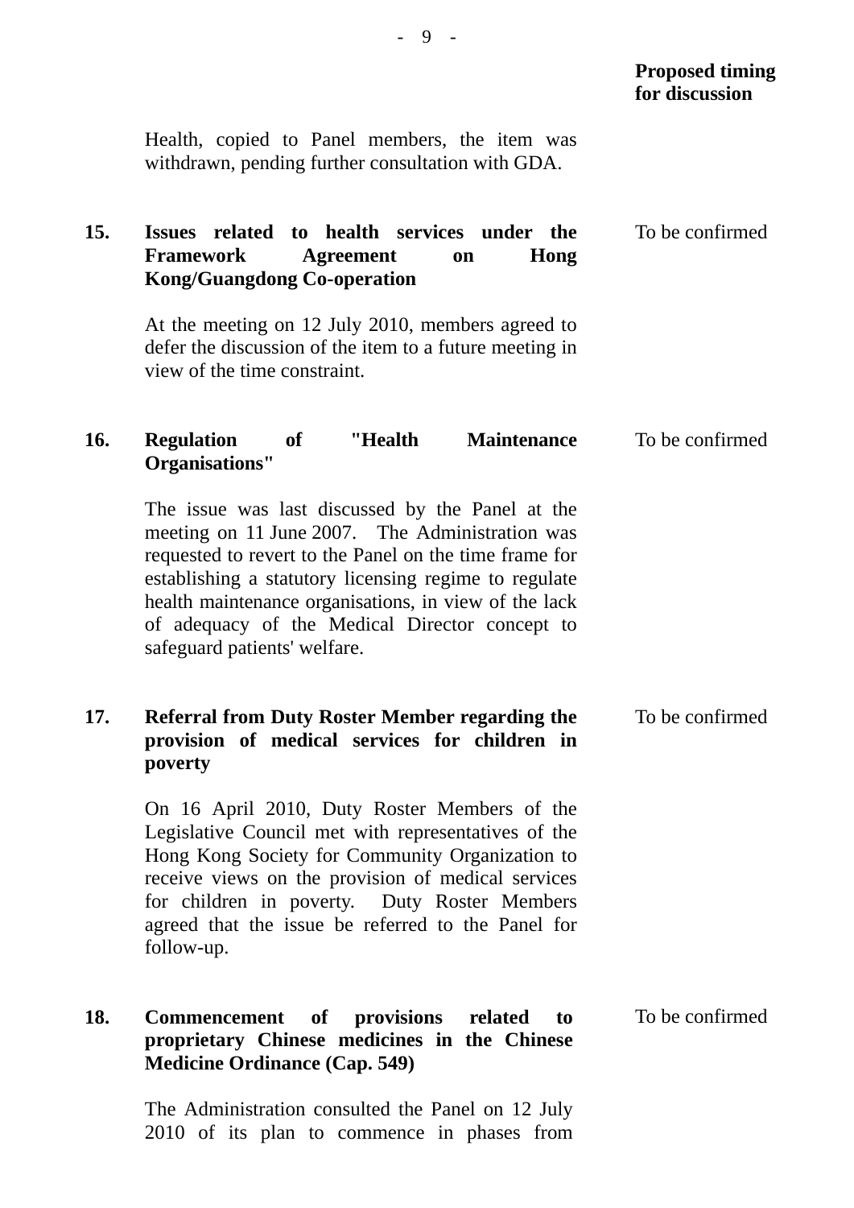**Proposed timing for discussion**

Health, copied to Panel members, the item was withdrawn, pending further consultation with GDA.

**15. Issues related to health services under the Framework Agreement on Hong Kong/Guangdong Co-operation** — To be confirmed

At the meeting on 12 July 2010, members agreed to defer the discussion of the item to a future meeting in view of the time constraint.

**16. Regulation of "Health Maintenance Organisations"** — To be confirmed

The issue was last discussed by the Panel at the meeting on 11 June 2007. The Administration was requested to revert to the Panel on the time frame for establishing a statutory licensing regime to regulate health maintenance organisations, in view of the lack of adequacy of the Medical Director concept to safeguard patients' welfare.

**17. Referral from Duty Roster Member regarding the provision of medical services for children in poverty** — To be confirmed

On 16 April 2010, Duty Roster Members of the Legislative Council met with representatives of the Hong Kong Society for Community Organization to receive views on the provision of medical services for children in poverty. Duty Roster Members agreed that the issue be referred to the Panel for follow-up.

**18. Commencement of provisions related to proprietary Chinese medicines in the Chinese Medicine Ordinance (Cap. 549)** — To be confirmed

The Administration consulted the Panel on 12 July 2010 of its plan to commence in phases from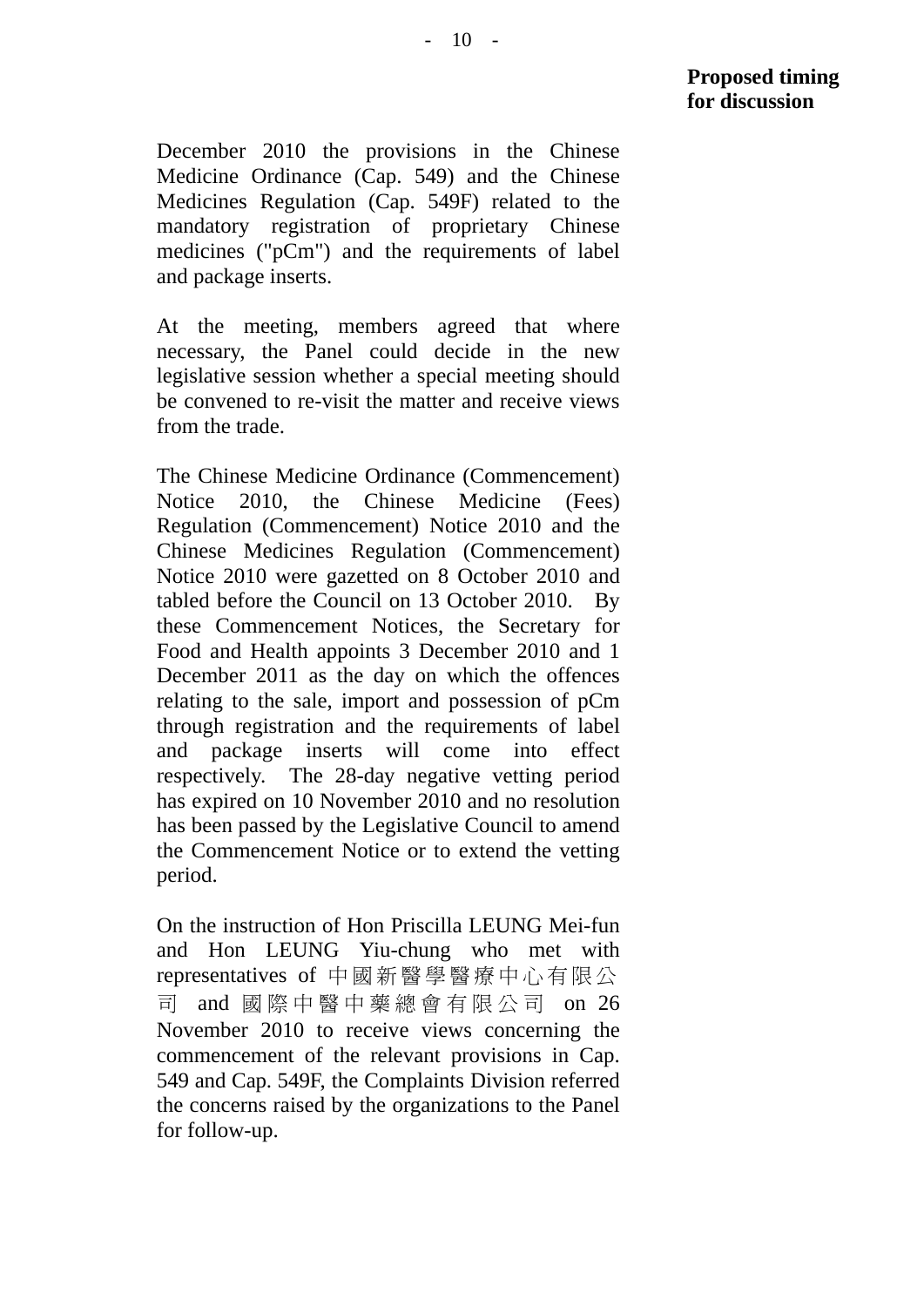**Proposed timing for discussion**

December 2010 the provisions in the Chinese Medicine Ordinance (Cap. 549) and the Chinese Medicines Regulation (Cap. 549F) related to the mandatory registration of proprietary Chinese medicines ("pCm") and the requirements of label and package inserts.

At the meeting, members agreed that where necessary, the Panel could decide in the new legislative session whether a special meeting should be convened to re-visit the matter and receive views from the trade.

The Chinese Medicine Ordinance (Commencement) Notice 2010, the Chinese Medicine (Fees) Regulation (Commencement) Notice 2010 and the Chinese Medicines Regulation (Commencement) Notice 2010 were gazetted on 8 October 2010 and tabled before the Council on 13 October 2010. By these Commencement Notices, the Secretary for Food and Health appoints 3 December 2010 and 1 December 2011 as the day on which the offences relating to the sale, import and possession of pCm through registration and the requirements of label and package inserts will come into effect respectively. The 28-day negative vetting period has expired on 10 November 2010 and no resolution has been passed by the Legislative Council to amend the Commencement Notice or to extend the vetting period.

On the instruction of Hon Priscilla LEUNG Mei-fun and Hon LEUNG Yiu-chung who met with representatives of 中國新醫學醫療中心有限公司 and 國際中醫中藥總會有限公司 on 26 November 2010 to receive views concerning the commencement of the relevant provisions in Cap. 549 and Cap. 549F, the Complaints Division referred the concerns raised by the organizations to the Panel for follow-up.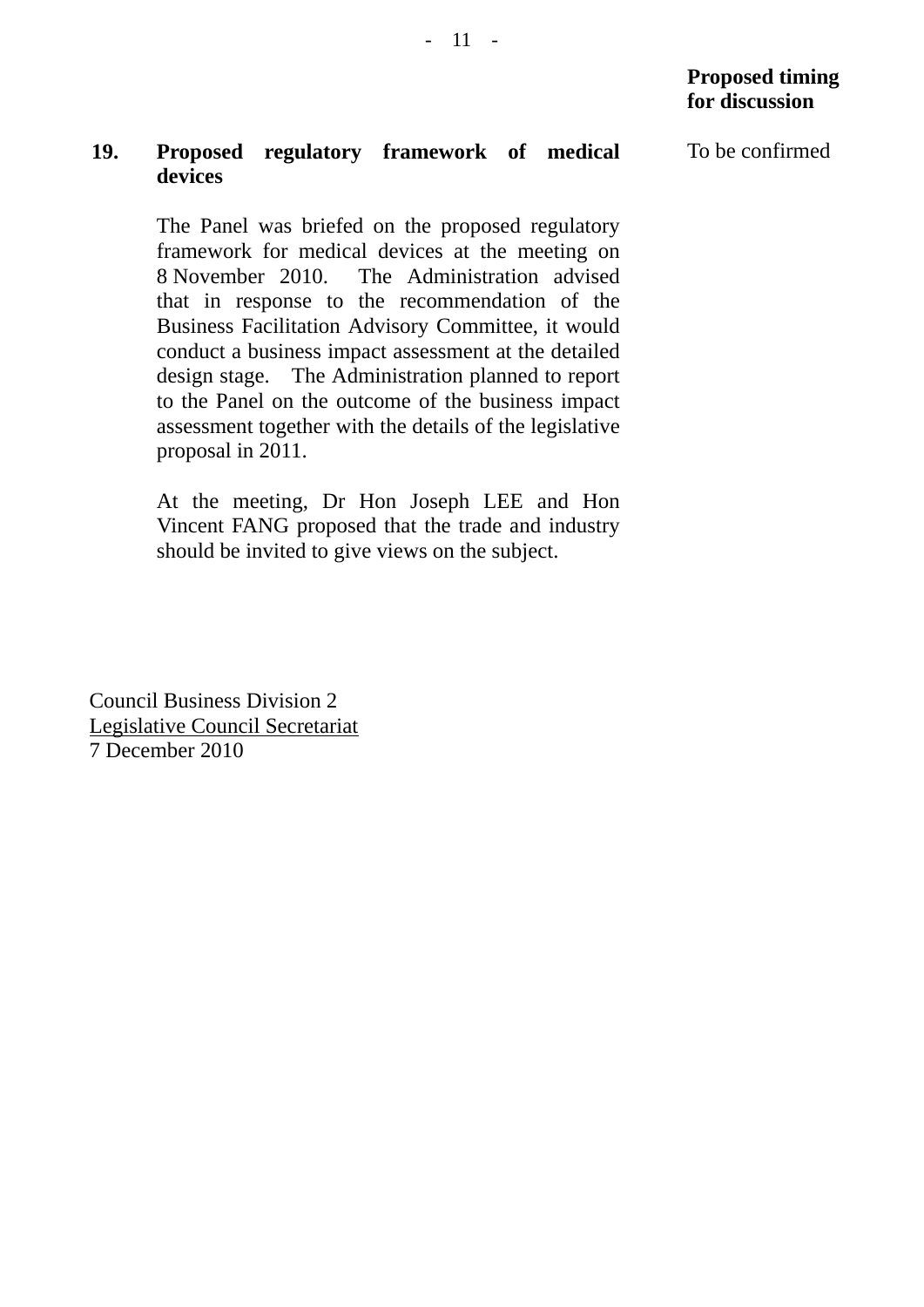**Proposed timing for discussion**

**19. Proposed regulatory framework of medical devices** — To be confirmed

The Panel was briefed on the proposed regulatory framework for medical devices at the meeting on 8 November 2010. The Administration advised that in response to the recommendation of the Business Facilitation Advisory Committee, it would conduct a business impact assessment at the detailed design stage. The Administration planned to report to the Panel on the outcome of the business impact assessment together with the details of the legislative proposal in 2011.

At the meeting, Dr Hon Joseph LEE and Hon Vincent FANG proposed that the trade and industry should be invited to give views on the subject.

Council Business Division 2
Legislative Council Secretariat
7 December 2010